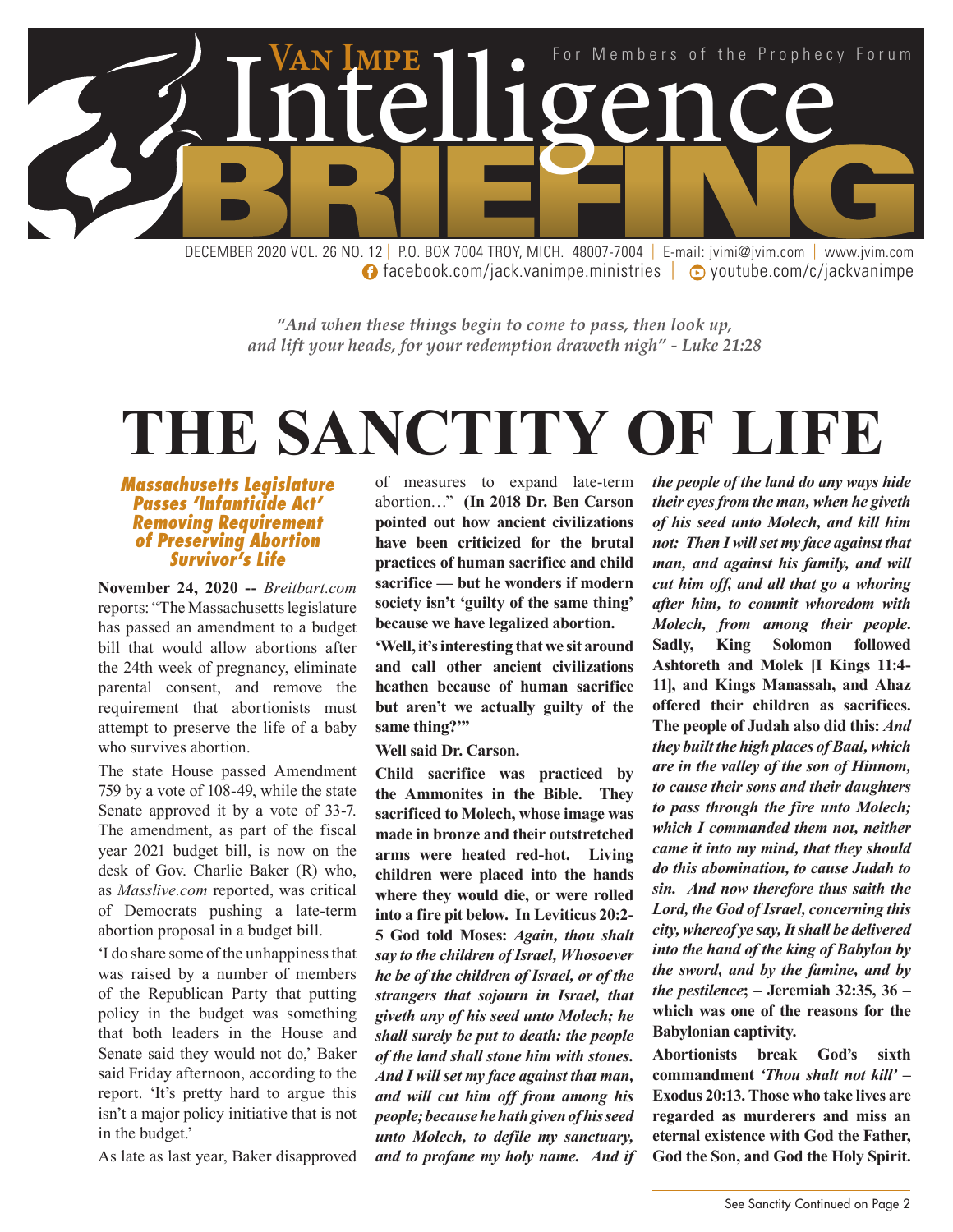# Van Impe Intelligence BRIEFING

For Members of the Prophecy Forum

DECEMBER 2020 VOL. 26 NO. 12 | P.O. BOX 7004 TROY, MICH. 48007-7004 | E-mail: jvimi@jvim.com | www.jvim.com
facebook.com/jack.vanimpe.ministries | youtube.com/c/jackvanimpe

*"And when these things begin to come to pass, then look up, and lift your heads, for your redemption draweth nigh" - Luke 21:28*

# THE SANCTITY OF LIFE

### *Massachusetts Legislature Passes 'Infanticide Act' Removing Requirement of Preserving Abortion Survivor's Life*

**November 24, 2020 --** *Breitbart.com* reports: "The Massachusetts legislature has passed an amendment to a budget bill that would allow abortions after the 24th week of pregnancy, eliminate parental consent, and remove the requirement that abortionists must attempt to preserve the life of a baby who survives abortion.

The state House passed Amendment 759 by a vote of 108-49, while the state Senate approved it by a vote of 33-7. The amendment, as part of the fiscal year 2021 budget bill, is now on the desk of Gov. Charlie Baker (R) who, as *Masslive.com* reported, was critical of Democrats pushing a late-term abortion proposal in a budget bill.

'I do share some of the unhappiness that was raised by a number of members of the Republican Party that putting policy in the budget was something that both leaders in the House and Senate said they would not do,' Baker said Friday afternoon, according to the report. 'It's pretty hard to argue this isn't a major policy initiative that is not in the budget.'

As late as last year, Baker disapproved of measures to expand late-term abortion…" **(In 2018 Dr. Ben Carson pointed out how ancient civilizations have been criticized for the brutal practices of human sacrifice and child sacrifice — but he wonders if modern society isn't 'guilty of the same thing' because we have legalized abortion.**

**'Well, it's interesting that we sit around and call other ancient civilizations heathen because of human sacrifice but aren't we actually guilty of the same thing?'"**

**Well said Dr. Carson.**

**Child sacrifice was practiced by the Ammonites in the Bible. They sacrificed to Molech, whose image was made in bronze and their outstretched arms were heated red-hot. Living children were placed into the hands where they would die, or were rolled into a fire pit below. In Leviticus 20:2-5 God told Moses:** ***Again, thou shalt say to the children of Israel, Whosoever he be of the children of Israel, or of the strangers that sojourn in Israel, that giveth any of his seed unto Molech; he shall surely be put to death: the people of the land shall stone him with stones. And I will set my face against that man, and will cut him off from among his people; because he hath given of his seed unto Molech, to defile my sanctuary, and to profane my holy name. And if the people of the land do any ways hide their eyes from the man, when he giveth of his seed unto Molech, and kill him not: Then I will set my face against that man, and against his family, and will cut him off, and all that go a whoring after him, to commit whoredom with Molech, from among their people.*** **Sadly, King Solomon followed Ashtoreth and Molek [I Kings 11:4-11], and Kings Manassah, and Ahaz offered their children as sacrifices. The people of Judah also did this:** ***And they built the high places of Baal, which are in the valley of the son of Hinnom, to cause their sons and their daughters to pass through the fire unto Molech; which I commanded them not, neither came it into my mind, that they should do this abomination, to cause Judah to sin. And now therefore thus saith the Lord, the God of Israel, concerning this city, whereof ye say, It shall be delivered into the hand of the king of Babylon by the sword, and by the famine, and by the pestilence*****; – Jeremiah 32:35, 36 – which was one of the reasons for the Babylonian captivity.**

**Abortionists break God's sixth commandment** ***'Thou shalt not kill'*** **– Exodus 20:13. Those who take lives are regarded as murderers and miss an eternal existence with God the Father, God the Son, and God the Holy Spirit.**

See Sanctity Continued on Page 2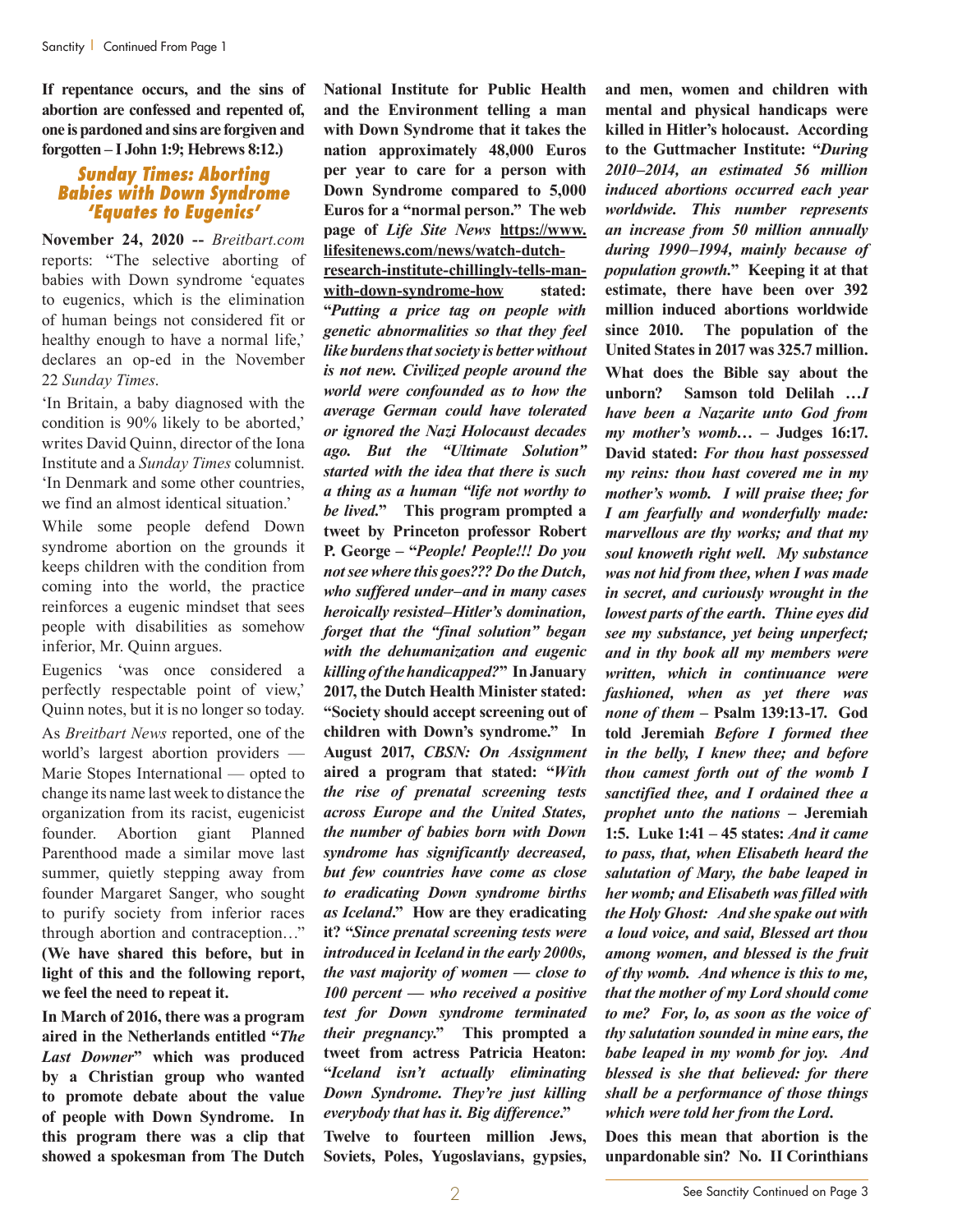**If repentance occurs, and the sins of abortion are confessed and repented of, one is pardoned and sins are forgiven and forgotten – I John 1:9; Hebrews 8:12.)**

### *Sunday Times: Aborting Babies with Down Syndrome 'Equates to Eugenics'*

**November 24, 2020 --** *Breitbart.com* reports: "The selective aborting of babies with Down syndrome 'equates to eugenics, which is the elimination of human beings not considered fit or healthy enough to have a normal life,' declares an op-ed in the November 22 *Sunday Times*.

'In Britain, a baby diagnosed with the condition is 90% likely to be aborted,' writes David Quinn, director of the Iona Institute and a *Sunday Times* columnist. 'In Denmark and some other countries, we find an almost identical situation.'

While some people defend Down syndrome abortion on the grounds it keeps children with the condition from coming into the world, the practice reinforces a eugenic mindset that sees people with disabilities as somehow inferior, Mr. Quinn argues.

Eugenics 'was once considered a perfectly respectable point of view,' Quinn notes, but it is no longer so today.

As *Breitbart News* reported, one of the world's largest abortion providers — Marie Stopes International — opted to change its name last week to distance the organization from its racist, eugenicist founder. Abortion giant Planned Parenthood made a similar move last summer, quietly stepping away from founder Margaret Sanger, who sought to purify society from inferior races through abortion and contraception…" **(We have shared this before, but in light of this and the following report, we feel the need to repeat it.**

**In March of 2016, there was a program aired in the Netherlands entitled "*The Last Downer*" which was produced by a Christian group who wanted to promote debate about the value of people with Down Syndrome. In this program there was a clip that showed a spokesman from The Dutch National Institute for Public Health and the Environment telling a man with Down Syndrome that it takes the nation approximately 48,000 Euros per year to care for a person with Down Syndrome compared to 5,000 Euros for a "normal person." The web page of *Life Site News* https://www.lifesitenews.com/news/watch-dutch-research-institute-chillingly-tells-man-with-down-syndrome-how stated: "*Putting a price tag on people with genetic abnormalities so that they feel like burdens that society is better without is not new. Civilized people around the world were confounded as to how the average German could have tolerated or ignored the Nazi Holocaust decades ago. But the "Ultimate Solution" started with the idea that there is such a thing as a human "life not worthy to be lived.*" This program prompted a tweet by Princeton professor Robert P. George – "*People! People!!! Do you not see where this goes??? Do the Dutch, who suffered under–and in many cases heroically resisted–Hitler's domination, forget that the "final solution" began with the dehumanization and eugenic killing of the handicapped?*" In January 2017, the Dutch Health Minister stated: "Society should accept screening out of children with Down's syndrome." In August 2017, *CBSN: On Assignment* aired a program that stated: "*With the rise of prenatal screening tests across Europe and the United States, the number of babies born with Down syndrome has significantly decreased, but few countries have come as close to eradicating Down syndrome births as Iceland.*" How are they eradicating it? "*Since prenatal screening tests were introduced in Iceland in the early 2000s, the vast majority of women — close to 100 percent — who received a positive test for Down syndrome terminated their pregnancy.*" This prompted a tweet from actress Patricia Heaton: "*Iceland isn't actually eliminating Down Syndrome. They're just killing everybody that has it. Big difference.*"**

**Twelve to fourteen million Jews, Soviets, Poles, Yugoslavians, gypsies, and men, women and children with mental and physical handicaps were killed in Hitler's holocaust. According to the Guttmacher Institute: "*During 2010–2014, an estimated 56 million induced abortions occurred each year worldwide. This number represents an increase from 50 million annually during 1990–1994, mainly because of population growth.*" Keeping it at that estimate, there have been over 392 million induced abortions worldwide since 2010. The population of the United States in 2017 was 325.7 million.**

**What does the Bible say about the unborn? Samson told Delilah …*I have been a Nazarite unto God from my mother's womb…* – Judges 16:17. David stated: *For thou hast possessed my reins: thou hast covered me in my mother's womb. I will praise thee; for I am fearfully and wonderfully made: marvellous are thy works; and that my soul knoweth right well. My substance was not hid from thee, when I was made in secret, and curiously wrought in the lowest parts of the earth. Thine eyes did see my substance, yet being unperfect; and in thy book all my members were written, which in continuance were fashioned, when as yet there was none of them* – Psalm 139:13-17. God told Jeremiah *Before I formed thee in the belly, I knew thee; and before thou camest forth out of the womb I sanctified thee, and I ordained thee a prophet unto the nations* – Jeremiah 1:5. Luke 1:41 – 45 states: *And it came to pass, that, when Elisabeth heard the salutation of Mary, the babe leaped in her womb; and Elisabeth was filled with the Holy Ghost: And she spake out with a loud voice, and said, Blessed art thou among women, and blessed is the fruit of thy womb. And whence is this to me, that the mother of my Lord should come to me? For, lo, as soon as the voice of thy salutation sounded in mine ears, the babe leaped in my womb for joy. And blessed is she that believed: for there shall be a performance of those things which were told her from the Lord.***

**Does this mean that abortion is the unpardonable sin? No. II Corinthians**

See Sanctity Continued on Page 3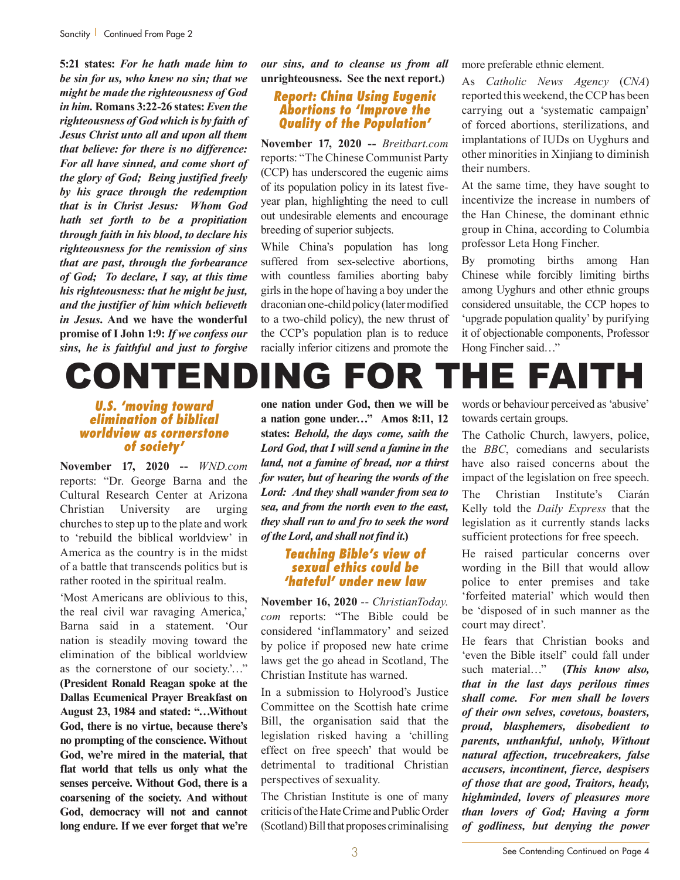Sanctity | Continued From Page 2

**5:21 states:** ***For he hath made him to be sin for us, who knew no sin; that we might be made the righteousness of God in him.*** **Romans 3:22-26 states:** ***Even the righteousness of God which is by faith of Jesus Christ unto all and upon all them that believe: for there is no difference: For all have sinned, and come short of the glory of God; Being justified freely by his grace through the redemption that is in Christ Jesus: Whom God hath set forth to be a propitiation through faith in his blood, to declare his righteousness for the remission of sins that are past, through the forbearance of God; To declare, I say, at this time his righteousness: that he might be just, and the justifier of him which believeth in Jesus.*** **And we have the wonderful promise of I John 1:9:** ***If we confess our sins, he is faithful and just to forgive our sins, and to cleanse us from all*** **unrighteousness. See the next report.)**

### Report: China Using Eugenic Abortions to 'Improve the Quality of the Population'

**November 17, 2020 --** *Breitbart.com* reports: "The Chinese Communist Party (CCP) has underscored the eugenic aims of its population policy in its latest five-year plan, highlighting the need to cull out undesirable elements and encourage breeding of superior subjects.

While China's population has long suffered from sex-selective abortions, with countless families aborting baby girls in the hope of having a boy under the draconian one-child policy (later modified to a two-child policy), the new thrust of the CCP's population plan is to reduce racially inferior citizens and promote the more preferable ethnic element.

As *Catholic News Agency* (*CNA*) reported this weekend, the CCP has been carrying out a 'systematic campaign' of forced abortions, sterilizations, and implantations of IUDs on Uyghurs and other minorities in Xinjiang to diminish their numbers.

At the same time, they have sought to incentivize the increase in numbers of the Han Chinese, the dominant ethnic group in China, according to Columbia professor Leta Hong Fincher.

By promoting births among Han Chinese while forcibly limiting births among Uyghurs and other ethnic groups considered unsuitable, the CCP hopes to 'upgrade population quality' by purifying it of objectionable components, Professor Hong Fincher said…"

# CONTENDING FOR THE FAITH

### U.S. 'moving toward elimination of biblical worldview as cornerstone of society'

**November 17, 2020 --** *WND.com* reports: "Dr. George Barna and the Cultural Research Center at Arizona Christian University are urging churches to step up to the plate and work to 'rebuild the biblical worldview' in America as the country is in the midst of a battle that transcends politics but is rather rooted in the spiritual realm.

'Most Americans are oblivious to this, the real civil war ravaging America,' Barna said in a statement. 'Our nation is steadily moving toward the elimination of the biblical worldview as the cornerstone of our society.'…" **(President Ronald Reagan spoke at the Dallas Ecumenical Prayer Breakfast on August 23, 1984 and stated: "…Without God, there is no virtue, because there's no prompting of the conscience. Without God, we're mired in the material, that flat world that tells us only what the senses perceive. Without God, there is a coarsening of the society. And without God, democracy will not and cannot long endure. If we ever forget that we're one nation under God, then we will be a nation gone under…" Amos 8:11, 12 states:** ***Behold, the days come, saith the Lord God, that I will send a famine in the land, not a famine of bread, nor a thirst for water, but of hearing the words of the Lord: And they shall wander from sea to sea, and from the north even to the east, they shall run to and fro to seek the word of the Lord, and shall not find it.*****)**

### Teaching Bible's view of sexual ethics could be 'hateful' under new law

**November 16, 2020** -- *ChristianToday.com* reports: "The Bible could be considered 'inflammatory' and seized by police if proposed new hate crime laws get the go ahead in Scotland, The Christian Institute has warned.

In a submission to Holyrood's Justice Committee on the Scottish hate crime Bill, the organisation said that the legislation risked having a 'chilling effect on free speech' that would be detrimental to traditional Christian perspectives of sexuality.

The Christian Institute is one of many critics of the Hate Crime and Public Order (Scotland) Bill that proposes criminalising words or behaviour perceived as 'abusive' towards certain groups.

The Catholic Church, lawyers, police, the *BBC*, comedians and secularists have also raised concerns about the impact of the legislation on free speech.

The Christian Institute's Ciarán Kelly told the *Daily Express* that the legislation as it currently stands lacks sufficient protections for free speech.

He raised particular concerns over wording in the Bill that would allow police to enter premises and take 'forfeited material' which would then be 'disposed of in such manner as the court may direct'.

He fears that Christian books and 'even the Bible itself' could fall under such material…" **(*This know also, that in the last days perilous times shall come. For men shall be lovers of their own selves, covetous, boasters, proud, blasphemers, disobedient to parents, unthankful, unholy, Without natural affection, trucebreakers, false accusers, incontinent, fierce, despisers of those that are good, Traitors, heady, highminded, lovers of pleasures more than lovers of God; Having a form of godliness, but denying the power*)**

See Contending Continued on Page 4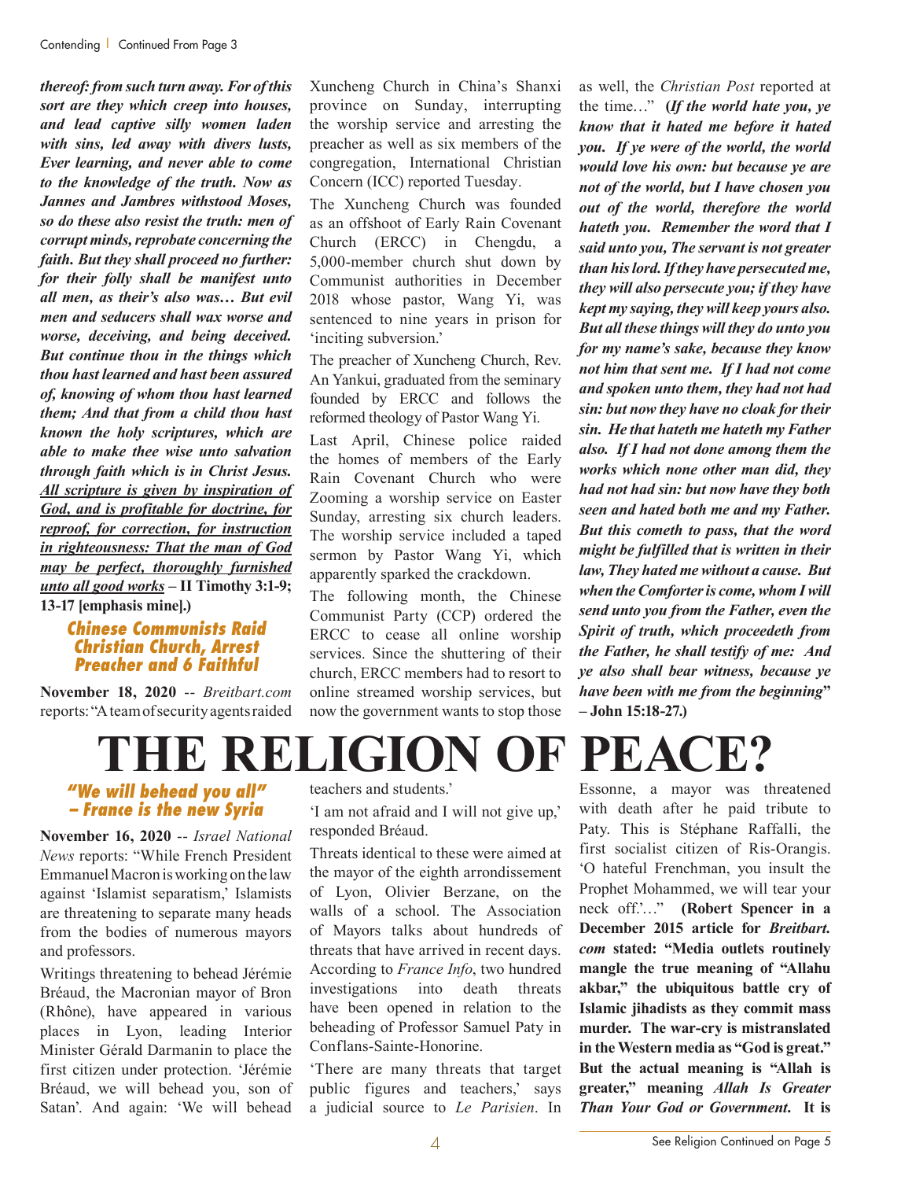***thereof: from such turn away. For of this sort are they which creep into houses, and lead captive silly women laden with sins, led away with divers lusts, Ever learning, and never able to come to the knowledge of the truth. Now as Jannes and Jambres withstood Moses, so do these also resist the truth: men of corrupt minds, reprobate concerning the faith. But they shall proceed no further: for their folly shall be manifest unto all men, as their's also was… But evil men and seducers shall wax worse and worse, deceiving, and being deceived. But continue thou in the things which thou hast learned and hast been assured of, knowing of whom thou hast learned them; And that from a child thou hast known the holy scriptures, which are able to make thee wise unto salvation through faith which is in Christ Jesus. <u>All scripture is given by inspiration of God, and is profitable for doctrine, for reproof, for correction, for instruction in righteousness: That the man of God may be perfect, thoroughly furnished unto all good works</u>*** **– II Timothy 3:1-9; 13-17 [emphasis mine].)**

### *Chinese Communists Raid Christian Church, Arrest Preacher and 6 Faithful*

**November 18, 2020** -- *Breitbart.com* reports: "A team of security agents raided Xuncheng Church in China's Shanxi province on Sunday, interrupting the worship service and arresting the preacher as well as six members of the congregation, International Christian Concern (ICC) reported Tuesday.

The Xuncheng Church was founded as an offshoot of Early Rain Covenant Church (ERCC) in Chengdu, a 5,000-member church shut down by Communist authorities in December 2018 whose pastor, Wang Yi, was sentenced to nine years in prison for 'inciting subversion.'

The preacher of Xuncheng Church, Rev. An Yankui, graduated from the seminary founded by ERCC and follows the reformed theology of Pastor Wang Yi.

Last April, Chinese police raided the homes of members of the Early Rain Covenant Church who were Zooming a worship service on Easter Sunday, arresting six church leaders. The worship service included a taped sermon by Pastor Wang Yi, which apparently sparked the crackdown.

The following month, the Chinese Communist Party (CCP) ordered the ERCC to cease all online worship services. Since the shuttering of their church, ERCC members had to resort to online streamed worship services, but now the government wants to stop those as well, the *Christian Post* reported at the time…" **(*If the world hate you, ye know that it hated me before it hated you. If ye were of the world, the world would love his own: but because ye are not of the world, but I have chosen you out of the world, therefore the world hateth you. Remember the word that I said unto you, The servant is not greater than his lord. If they have persecuted me, they will also persecute you; if they have kept my saying, they will keep yours also. But all these things will they do unto you for my name's sake, because they know not him that sent me. If I had not come and spoken unto them, they had not had sin: but now they have no cloak for their sin. He that hateth me hateth my Father also. If I had not done among them the works which none other man did, they had not had sin: but now have they both seen and hated both me and my Father. But this cometh to pass, that the word might be fulfilled that is written in their law, They hated me without a cause. But when the Comforter is come, whom I will send unto you from the Father, even the Spirit of truth, which proceedeth from the Father, he shall testify of me: And ye also shall bear witness, because ye have been with me from the beginning*" – John 15:18-27.)**

# THE RELIGION OF PEACE?

### *"We will behead you all" – France is the new Syria*

**November 16, 2020** -- *Israel National News* reports: "While French President Emmanuel Macron is working on the law against 'Islamist separatism,' Islamists are threatening to separate many heads from the bodies of numerous mayors and professors.

Writings threatening to behead Jérémie Bréaud, the Macronian mayor of Bron (Rhône), have appeared in various places in Lyon, leading Interior Minister Gérald Darmanin to place the first citizen under protection. 'Jérémie Bréaud, we will behead you, son of Satan'. And again: 'We will behead teachers and students.'

'I am not afraid and I will not give up,' responded Bréaud.

Threats identical to these were aimed at the mayor of the eighth arrondissement of Lyon, Olivier Berzane, on the walls of a school. The Association of Mayors talks about hundreds of threats that have arrived in recent days. According to *France Info*, two hundred investigations into death threats have been opened in relation to the beheading of Professor Samuel Paty in Conflans-Sainte-Honorine.

'There are many threats that target public figures and teachers,' says a judicial source to *Le Parisien*. In Essonne, a mayor was threatened with death after he paid tribute to Paty. This is Stéphane Raffalli, the first socialist citizen of Ris-Orangis. 'O hateful Frenchman, you insult the Prophet Mohammed, we will tear your neck off.'…" **(Robert Spencer in a December 2015 article for *Breitbart.com* stated: "Media outlets routinely mangle the true meaning of "Allahu akbar," the ubiquitous battle cry of Islamic jihadists as they commit mass murder. The war-cry is mistranslated in the Western media as "God is great." But the actual meaning is "Allah is greater," meaning *Allah Is Greater Than Your God or Government*. It is**

See Religion Continued on Page 5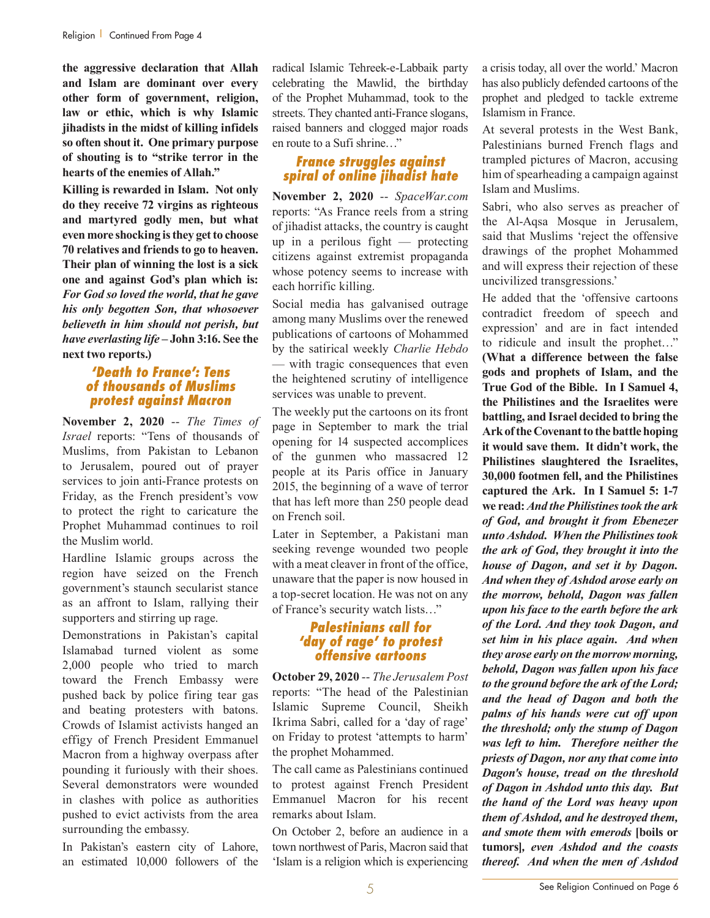**the aggressive declaration that Allah and Islam are dominant over every other form of government, religion, law or ethic, which is why Islamic jihadists in the midst of killing infidels so often shout it. One primary purpose of shouting is to "strike terror in the hearts of the enemies of Allah."**

**Killing is rewarded in Islam. Not only do they receive 72 virgins as righteous and martyred godly men, but what even more shocking is they get to choose 70 relatives and friends to go to heaven. Their plan of winning the lost is a sick one and against God's plan which is:** ***For God so loved the world, that he gave his only begotten Son, that whosoever believeth in him should not perish, but have everlasting life*** **– John 3:16. See the next two reports.)**

## 'Death to France': Tens of thousands of Muslims protest against Macron

**November 2, 2020** -- *The Times of Israel* reports: "Tens of thousands of Muslims, from Pakistan to Lebanon to Jerusalem, poured out of prayer services to join anti-France protests on Friday, as the French president's vow to protect the right to caricature the Prophet Muhammad continues to roil the Muslim world.

Hardline Islamic groups across the region have seized on the French government's staunch secularist stance as an affront to Islam, rallying their supporters and stirring up rage.

Demonstrations in Pakistan's capital Islamabad turned violent as some 2,000 people who tried to march toward the French Embassy were pushed back by police firing tear gas and beating protesters with batons. Crowds of Islamist activists hanged an effigy of French President Emmanuel Macron from a highway overpass after pounding it furiously with their shoes. Several demonstrators were wounded in clashes with police as authorities pushed to evict activists from the area surrounding the embassy.

In Pakistan's eastern city of Lahore, an estimated 10,000 followers of the radical Islamic Tehreek-e-Labbaik party celebrating the Mawlid, the birthday of the Prophet Muhammad, took to the streets. They chanted anti-France slogans, raised banners and clogged major roads en route to a Sufi shrine…"

## France struggles against spiral of online jihadist hate

**November 2, 2020** -- *SpaceWar.com* reports: "As France reels from a string of jihadist attacks, the country is caught up in a perilous fight — protecting citizens against extremist propaganda whose potency seems to increase with each horrific killing.

Social media has galvanised outrage among many Muslims over the renewed publications of cartoons of Mohammed by the satirical weekly *Charlie Hebdo* — with tragic consequences that even the heightened scrutiny of intelligence services was unable to prevent.

The weekly put the cartoons on its front page in September to mark the trial opening for 14 suspected accomplices of the gunmen who massacred 12 people at its Paris office in January 2015, the beginning of a wave of terror that has left more than 250 people dead on French soil.

Later in September, a Pakistani man seeking revenge wounded two people with a meat cleaver in front of the office, unaware that the paper is now housed in a top-secret location. He was not on any of France's security watch lists…"

## Palestinians call for 'day of rage' to protest offensive cartoons

**October 29, 2020** -- *The Jerusalem Post* reports: "The head of the Palestinian Islamic Supreme Council, Sheikh Ikrima Sabri, called for a 'day of rage' on Friday to protest 'attempts to harm' the prophet Mohammed.

The call came as Palestinians continued to protest against French President Emmanuel Macron for his recent remarks about Islam.

On October 2, before an audience in a town northwest of Paris, Macron said that 'Islam is a religion which is experiencing a crisis today, all over the world.' Macron has also publicly defended cartoons of the prophet and pledged to tackle extreme Islamism in France.

At several protests in the West Bank, Palestinians burned French flags and trampled pictures of Macron, accusing him of spearheading a campaign against Islam and Muslims.

Sabri, who also serves as preacher of the Al-Aqsa Mosque in Jerusalem, said that Muslims 'reject the offensive drawings of the prophet Mohammed and will express their rejection of these uncivilized transgressions.'

He added that the 'offensive cartoons contradict freedom of speech and expression' and are in fact intended to ridicule and insult the prophet…" **(What a difference between the false gods and prophets of Islam, and the True God of the Bible. In I Samuel 4, the Philistines and the Israelites were battling, and Israel decided to bring the Ark of the Covenant to the battle hoping it would save them. It didn't work, the Philistines slaughtered the Israelites, 30,000 footmen fell, and the Philistines captured the Ark. In I Samuel 5: 1-7 we read:** ***And the Philistines took the ark of God, and brought it from Ebenezer unto Ashdod. When the Philistines took the ark of God, they brought it into the house of Dagon, and set it by Dagon. And when they of Ashdod arose early on the morrow, behold, Dagon was fallen upon his face to the earth before the ark of the Lord. And they took Dagon, and set him in his place again. And when they arose early on the morrow morning, behold, Dagon was fallen upon his face to the ground before the ark of the Lord; and the head of Dagon and both the palms of his hands were cut off upon the threshold; only the stump of Dagon was left to him. Therefore neither the priests of Dagon, nor any that come into Dagon's house, tread on the threshold of Dagon in Ashdod unto this day. But the hand of the Lord was heavy upon them of Ashdod, and he destroyed them, and smote them with emerods*** **[boils or tumors]*****, even Ashdod and the coasts thereof. And when the men of Ashdod***

See Religion Continued on Page 6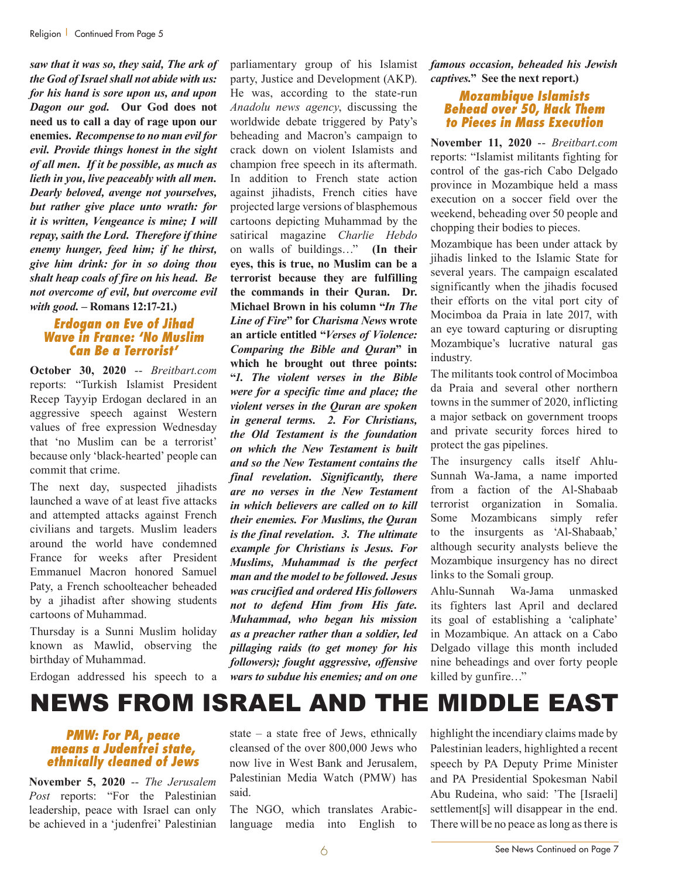***saw that it was so, they said, The ark of the God of Israel shall not abide with us: for his hand is sore upon us, and upon Dagon our god.* Our God does not need us to call a day of rage upon our enemies. *Recompense to no man evil for evil. Provide things honest in the sight of all men. If it be possible, as much as lieth in you, live peaceably with all men. Dearly beloved, avenge not yourselves, but rather give place unto wrath: for it is written, Vengeance is mine; I will repay, saith the Lord. Therefore if thine enemy hunger, feed him; if he thirst, give him drink: for in so doing thou shalt heap coals of fire on his head. Be not overcome of evil, but overcome evil with good.* – Romans 12:17-21.)**

### *Erdogan on Eve of Jihad Wave in France: 'No Muslim Can Be a Terrorist'*

**October 30, 2020** -- *Breitbart.com* reports: "Turkish Islamist President Recep Tayyip Erdogan declared in an aggressive speech against Western values of free expression Wednesday that 'no Muslim can be a terrorist' because only 'black-hearted' people can commit that crime.

The next day, suspected jihadists launched a wave of at least five attacks and attempted attacks against French civilians and targets. Muslim leaders around the world have condemned France for weeks after President Emmanuel Macron honored Samuel Paty, a French schoolteacher beheaded by a jihadist after showing students cartoons of Muhammad.

Thursday is a Sunni Muslim holiday known as Mawlid, observing the birthday of Muhammad.

Erdogan addressed his speech to a parliamentary group of his Islamist party, Justice and Development (AKP). He was, according to the state-run *Anadolu news agency*, discussing the worldwide debate triggered by Paty's beheading and Macron's campaign to crack down on violent Islamists and champion free speech in its aftermath. In addition to French state action against jihadists, French cities have projected large versions of blasphemous cartoons depicting Muhammad by the satirical magazine *Charlie Hebdo* on walls of buildings…" **(In their eyes, this is true, no Muslim can be a terrorist because they are fulfilling the commands in their Quran. Dr. Michael Brown in his column "*In The Line of Fire*" for *Charisma News* wrote an article entitled "*Verses of Violence: Comparing the Bible and Quran*" in which he brought out three points: "*1. The violent verses in the Bible were for a specific time and place; the violent verses in the Quran are spoken in general terms. 2. For Christians, the Old Testament is the foundation on which the New Testament is built and so the New Testament contains the final revelation. Significantly, there are no verses in the New Testament in which believers are called on to kill their enemies. For Muslims, the Quran is the final revelation. 3. The ultimate example for Christians is Jesus. For Muslims, Muhammad is the perfect man and the model to be followed. Jesus was crucified and ordered His followers not to defend Him from His fate. Muhammad, who began his mission as a preacher rather than a soldier, led pillaging raids (to get money for his followers); fought aggressive, offensive wars to subdue his enemies; and on one famous occasion, beheaded his Jewish captives.*" See the next report.)**

### *Mozambique Islamists Behead over 50, Hack Them to Pieces in Mass Execution*

**November 11, 2020** -- *Breitbart.com* reports: "Islamist militants fighting for control of the gas-rich Cabo Delgado province in Mozambique held a mass execution on a soccer field over the weekend, beheading over 50 people and chopping their bodies to pieces.

Mozambique has been under attack by jihadis linked to the Islamic State for several years. The campaign escalated significantly when the jihadis focused their efforts on the vital port city of Mocimboa da Praia in late 2017, with an eye toward capturing or disrupting Mozambique's lucrative natural gas industry.

The militants took control of Mocimboa da Praia and several other northern towns in the summer of 2020, inflicting a major setback on government troops and private security forces hired to protect the gas pipelines.

The insurgency calls itself Ahlu-Sunnah Wa-Jama, a name imported from a faction of the Al-Shabaab terrorist organization in Somalia. Some Mozambicans simply refer to the insurgents as 'Al-Shabaab,' although security analysts believe the Mozambique insurgency has no direct links to the Somali group.

Ahlu-Sunnah Wa-Jama unmasked its fighters last April and declared its goal of establishing a 'caliphate' in Mozambique. An attack on a Cabo Delgado village this month included nine beheadings and over forty people killed by gunfire…"

# NEWS FROM ISRAEL AND THE MIDDLE EAST

### *PMW: For PA, peace means a Judenfrei state, ethnically cleaned of Jews*

**November 5, 2020** -- *The Jerusalem Post* reports: "For the Palestinian leadership, peace with Israel can only be achieved in a 'judenfrei' Palestinian state – a state free of Jews, ethnically cleansed of the over 800,000 Jews who now live in West Bank and Jerusalem, Palestinian Media Watch (PMW) has said.

The NGO, which translates Arabic-language media into English to highlight the incendiary claims made by Palestinian leaders, highlighted a recent speech by PA Deputy Prime Minister and PA Presidential Spokesman Nabil Abu Rudeina, who said: 'The [Israeli] settlement[s] will disappear in the end. There will be no peace as long as there is

See News Continued on Page 7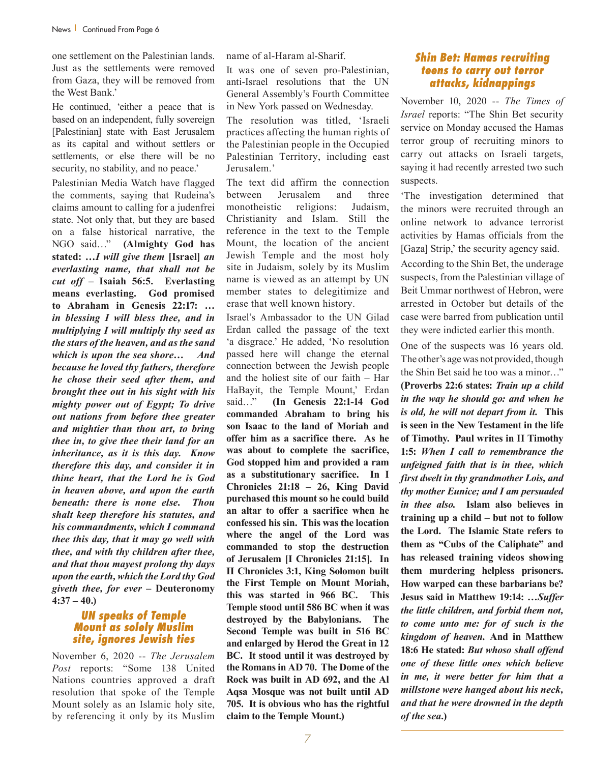one settlement on the Palestinian lands. Just as the settlements were removed from Gaza, they will be removed from the West Bank.'

He continued, 'either a peace that is based on an independent, fully sovereign [Palestinian] state with East Jerusalem as its capital and without settlers or settlements, or else there will be no security, no stability, and no peace.'

Palestinian Media Watch have flagged the comments, saying that Rudeina's claims amount to calling for a judenfrei state. Not only that, but they are based on a false historical narrative, the NGO said…" **(Almighty God has stated: …*I will give them* [Israel] *an everlasting name, that shall not be cut off* – Isaiah 56:5. Everlasting means everlasting. God promised to Abraham in Genesis 22:17: *… in blessing I will bless thee, and in multiplying I will multiply thy seed as the stars of the heaven, and as the sand which is upon the sea shore… And because he loved thy fathers, therefore he chose their seed after them, and brought thee out in his sight with his mighty power out of Egypt; To drive out nations from before thee greater and mightier than thou art, to bring thee in, to give thee their land for an inheritance, as it is this day. Know therefore this day, and consider it in thine heart, that the Lord he is God in heaven above, and upon the earth beneath: there is none else. Thou shalt keep therefore his statutes, and his commandments, which I command thee this day, that it may go well with thee, and with thy children after thee, and that thou mayest prolong thy days upon the earth, which the Lord thy God giveth thee, for ever* – Deuteronomy 4:37 – 40.)**

## UN speaks of Temple Mount as solely Muslim site, ignores Jewish ties

November 6, 2020 -- *The Jerusalem Post* reports: "Some 138 United Nations countries approved a draft resolution that spoke of the Temple Mount solely as an Islamic holy site, by referencing it only by its Muslim name of al-Haram al-Sharif.

It was one of seven pro-Palestinian, anti-Israel resolutions that the UN General Assembly's Fourth Committee in New York passed on Wednesday.

The resolution was titled, 'Israeli practices affecting the human rights of the Palestinian people in the Occupied Palestinian Territory, including east Jerusalem.'

The text did affirm the connection between Jerusalem and three monotheistic religions: Judaism, Christianity and Islam. Still the reference in the text to the Temple Mount, the location of the ancient Jewish Temple and the most holy site in Judaism, solely by its Muslim name is viewed as an attempt by UN member states to delegitimize and erase that well known history.

Israel's Ambassador to the UN Gilad Erdan called the passage of the text 'a disgrace.' He added, 'No resolution passed here will change the eternal connection between the Jewish people and the holiest site of our faith – Har HaBayit, the Temple Mount,' Erdan said…" **(In Genesis 22:1-14 God commanded Abraham to bring his son Isaac to the land of Moriah and offer him as a sacrifice there. As he was about to complete the sacrifice, God stopped him and provided a ram as a substitutionary sacrifice. In I Chronicles 21:18 – 26, King David purchased this mount so he could build an altar to offer a sacrifice when he confessed his sin. This was the location where the angel of the Lord was commanded to stop the destruction of Jerusalem [I Chronicles 21:15]. In II Chronicles 3:1, King Solomon built the First Temple on Mount Moriah, this was started in 966 BC. This Temple stood until 586 BC when it was destroyed by the Babylonians. The Second Temple was built in 516 BC and enlarged by Herod the Great in 12 BC. It stood until it was destroyed by the Romans in AD 70. The Dome of the Rock was built in AD 692, and the Al Aqsa Mosque was not built until AD 705. It is obvious who has the rightful claim to the Temple Mount.)**

## Shin Bet: Hamas recruiting teens to carry out terror attacks, kidnappings

November 10, 2020 -- *The Times of Israel* reports: "The Shin Bet security service on Monday accused the Hamas terror group of recruiting minors to carry out attacks on Israeli targets, saying it had recently arrested two such suspects.

'The investigation determined that the minors were recruited through an online network to advance terrorist activities by Hamas officials from the [Gaza] Strip,' the security agency said.

According to the Shin Bet, the underage suspects, from the Palestinian village of Beit Ummar northwest of Hebron, were arrested in October but details of the case were barred from publication until they were indicted earlier this month.

One of the suspects was 16 years old. The other's age was not provided, though the Shin Bet said he too was a minor…" **(Proverbs 22:6 states: *Train up a child in the way he should go: and when he is old, he will not depart from it.* This is seen in the New Testament in the life of Timothy. Paul writes in II Timothy 1:5: *When I call to remembrance the unfeigned faith that is in thee, which first dwelt in thy grandmother Lois, and thy mother Eunice; and I am persuaded in thee also.* Islam also believes in training up a child – but not to follow the Lord. The Islamic State refers to them as "Cubs of the Caliphate" and has released training videos showing them murdering helpless prisoners. How warped can these barbarians be? Jesus said in Matthew 19:14: *…Suffer the little children, and forbid them not, to come unto me: for of such is the kingdom of heaven.* And in Matthew 18:6 He stated: *But whoso shall offend one of these little ones which believe in me, it were better for him that a millstone were hanged about his neck, and that he were drowned in the depth of the sea.*)**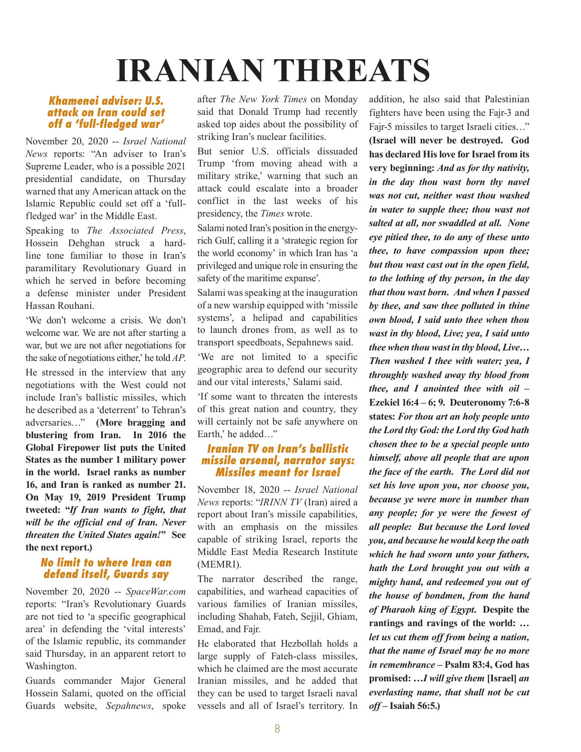# IRANIAN THREATS

### Khamenei adviser: U.S. attack on Iran could set off a 'full-fledged war'

November 20, 2020 -- *Israel National News* reports: "An adviser to Iran's Supreme Leader, who is a possible 2021 presidential candidate, on Thursday warned that any American attack on the Islamic Republic could set off a 'full-fledged war' in the Middle East.

Speaking to *The Associated Press*, Hossein Dehghan struck a hard-line tone familiar to those in Iran's paramilitary Revolutionary Guard in which he served in before becoming a defense minister under President Hassan Rouhani.

'We don't welcome a crisis. We don't welcome war. We are not after starting a war, but we are not after negotiations for the sake of negotiations either,' he told *AP*.

He stressed in the interview that any negotiations with the West could not include Iran's ballistic missiles, which he described as a 'deterrent' to Tehran's adversaries…" **(More bragging and blustering from Iran. In 2016 the Global Firepower list puts the United States as the number 1 military power in the world. Israel ranks as number 16, and Iran is ranked as number 21. On May 19, 2019 President Trump tweeted: "*If Iran wants to fight, that will be the official end of Iran. Never threaten the United States again!*" See the next report.)**

### No limit to where Iran can defend itself, Guards say

November 20, 2020 -- *SpaceWar.com* reports: "Iran's Revolutionary Guards are not tied to 'a specific geographical area' in defending the 'vital interests' of the Islamic republic, its commander said Thursday, in an apparent retort to Washington.

Guards commander Major General Hossein Salami, quoted on the official Guards website, *Sepahnews*, spoke after *The New York Times* on Monday said that Donald Trump had recently asked top aides about the possibility of striking Iran's nuclear facilities.

But senior U.S. officials dissuaded Trump 'from moving ahead with a military strike,' warning that such an attack could escalate into a broader conflict in the last weeks of his presidency, the *Times* wrote.

Salami noted Iran's position in the energy-rich Gulf, calling it a 'strategic region for the world economy' in which Iran has 'a privileged and unique role in ensuring the safety of the maritime expanse'.

Salami was speaking at the inauguration of a new warship equipped with 'missile systems', a helipad and capabilities to launch drones from, as well as to transport speedboats, Sepahnews said.

'We are not limited to a specific geographic area to defend our security and our vital interests,' Salami said.

'If some want to threaten the interests of this great nation and country, they will certainly not be safe anywhere on Earth,' he added…"

### Iranian TV on Iran's ballistic missile arsenal, narrator says: Missiles meant for Israel

November 18, 2020 -- *Israel National News* reports: "*IRINN TV* (Iran) aired a report about Iran's missile capabilities, with an emphasis on the missiles capable of striking Israel, reports the Middle East Media Research Institute (MEMRI).

The narrator described the range, capabilities, and warhead capacities of various families of Iranian missiles, including Shahab, Fateh, Sejjil, Ghiam, Emad, and Fajr.

He elaborated that Hezbollah holds a large supply of Fateh-class missiles, which he claimed are the most accurate Iranian missiles, and he added that they can be used to target Israeli naval vessels and all of Israel's territory. In addition, he also said that Palestinian fighters have been using the Fajr-3 and Fajr-5 missiles to target Israeli cities…" **(Israel will never be destroyed. God has declared His love for Israel from its very beginning: *And as for thy nativity, in the day thou wast born thy navel was not cut, neither wast thou washed in water to supple thee; thou wast not salted at all, nor swaddled at all. None eye pitied thee, to do any of these unto thee, to have compassion upon thee; but thou wast cast out in the open field, to the lothing of thy person, in the day that thou wast born. And when I passed by thee, and saw thee polluted in thine own blood, I said unto thee when thou wast in thy blood, Live; yea, I said unto thee when thou wast in thy blood, Live… Then washed I thee with water; yea, I throughly washed away thy blood from thee, and I anointed thee with oil* – Ezekiel 16:4 – 6; 9. Deuteronomy 7:6-8 states: *For thou art an holy people unto the Lord thy God: the Lord thy God hath chosen thee to be a special people unto himself, above all people that are upon the face of the earth. The Lord did not set his love upon you, nor choose you, because ye were more in number than any people; for ye were the fewest of all people: But because the Lord loved you, and because he would keep the oath which he had sworn unto your fathers, hath the Lord brought you out with a mighty hand, and redeemed you out of the house of bondmen, from the hand of Pharaoh king of Egypt.* Despite the rantings and ravings of the world: *… let us cut them off from being a nation, that the name of Israel may be no more in remembrance* – Psalm 83:4, God has promised: *…I will give them* [Israel] *an everlasting name, that shall not be cut off* – Isaiah 56:5.)**